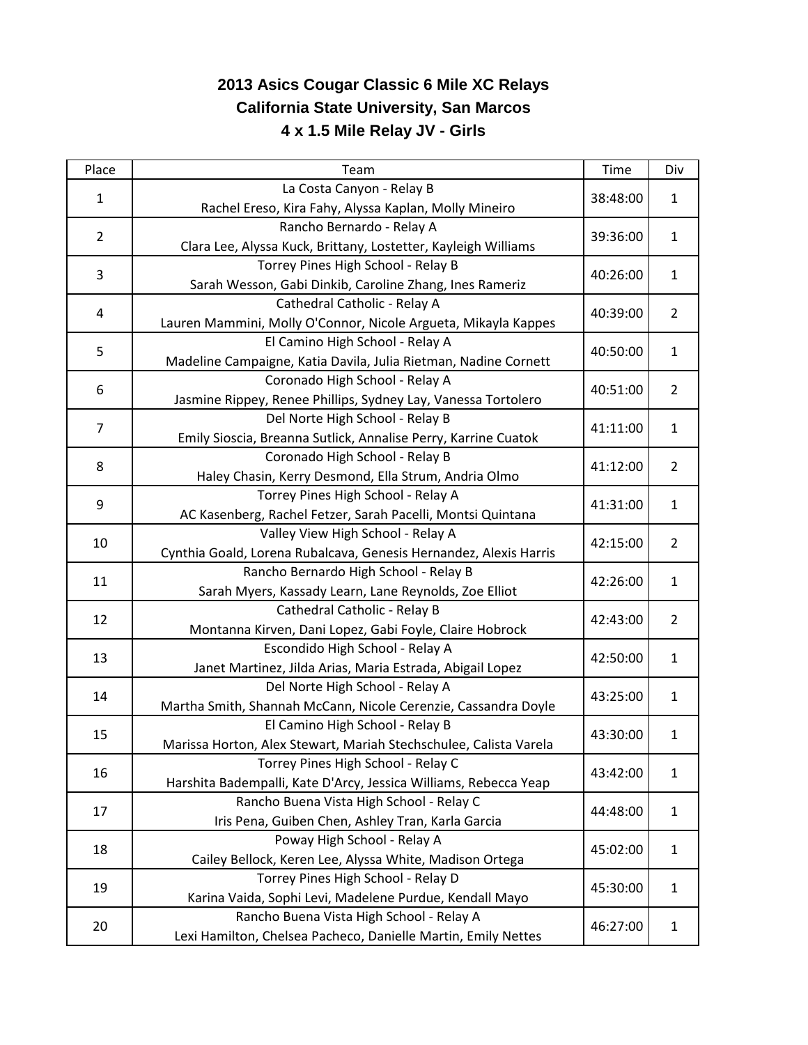# 2013 Asics Cougar Classic 6 Mile XC Relays
## California State University, San Marcos
### 4 x 1.5 Mile Relay JV - Girls

| Place | Team | Time | Div |
|---|---|---|---|
| 1 | La Costa Canyon - Relay B<br>Rachel Ereso, Kira Fahy, Alyssa Kaplan, Molly Mineiro | 38:48:00 | 1 |
| 2 | Rancho Bernardo - Relay A<br>Clara Lee, Alyssa Kuck, Brittany, Lostetter, Kayleigh Williams | 39:36:00 | 1 |
| 3 | Torrey Pines High School - Relay B<br>Sarah Wesson, Gabi Dinkib, Caroline Zhang, Ines Rameriz | 40:26:00 | 1 |
| 4 | Cathedral Catholic - Relay A<br>Lauren Mammini, Molly O'Connor, Nicole Argueta, Mikayla Kappes | 40:39:00 | 2 |
| 5 | El Camino High School - Relay A<br>Madeline Campaigne, Katia Davila, Julia Rietman, Nadine Cornett | 40:50:00 | 1 |
| 6 | Coronado High School - Relay A<br>Jasmine Rippey, Renee Phillips, Sydney Lay, Vanessa Tortolero | 40:51:00 | 2 |
| 7 | Del Norte High School - Relay B<br>Emily Sioscia, Breanna Sutlick, Annalise Perry, Karrine Cuatok | 41:11:00 | 1 |
| 8 | Coronado High School - Relay B<br>Haley Chasin, Kerry Desmond, Ella Strum, Andria Olmo | 41:12:00 | 2 |
| 9 | Torrey Pines High School - Relay A<br>AC Kasenberg, Rachel Fetzer, Sarah Pacelli, Montsi Quintana | 41:31:00 | 1 |
| 10 | Valley View High School - Relay A<br>Cynthia Goald, Lorena Rubalcava, Genesis Hernandez, Alexis Harris | 42:15:00 | 2 |
| 11 | Rancho Bernardo High School - Relay B<br>Sarah Myers, Kassady Learn, Lane Reynolds, Zoe Elliot | 42:26:00 | 1 |
| 12 | Cathedral Catholic - Relay B<br>Montanna Kirven, Dani Lopez, Gabi Foyle, Claire Hobrock | 42:43:00 | 2 |
| 13 | Escondido High School - Relay A<br>Janet Martinez, Jilda Arias, Maria Estrada, Abigail Lopez | 42:50:00 | 1 |
| 14 | Del Norte High School - Relay A<br>Martha Smith, Shannah McCann, Nicole Cerenzie, Cassandra Doyle | 43:25:00 | 1 |
| 15 | El Camino High School - Relay B<br>Marissa Horton, Alex Stewart, Mariah Stechschulee, Calista Varela | 43:30:00 | 1 |
| 16 | Torrey Pines High School - Relay C<br>Harshita Badempalli, Kate D'Arcy, Jessica Williams, Rebecca Yeap | 43:42:00 | 1 |
| 17 | Rancho Buena Vista High School - Relay C<br>Iris Pena, Guiben Chen, Ashley Tran, Karla Garcia | 44:48:00 | 1 |
| 18 | Poway High School - Relay A<br>Cailey Bellock, Keren Lee, Alyssa White, Madison Ortega | 45:02:00 | 1 |
| 19 | Torrey Pines High School - Relay D<br>Karina Vaida, Sophi Levi, Madelene Purdue, Kendall Mayo | 45:30:00 | 1 |
| 20 | Rancho Buena Vista High School - Relay A<br>Lexi Hamilton, Chelsea Pacheco, Danielle Martin, Emily Nettes | 46:27:00 | 1 |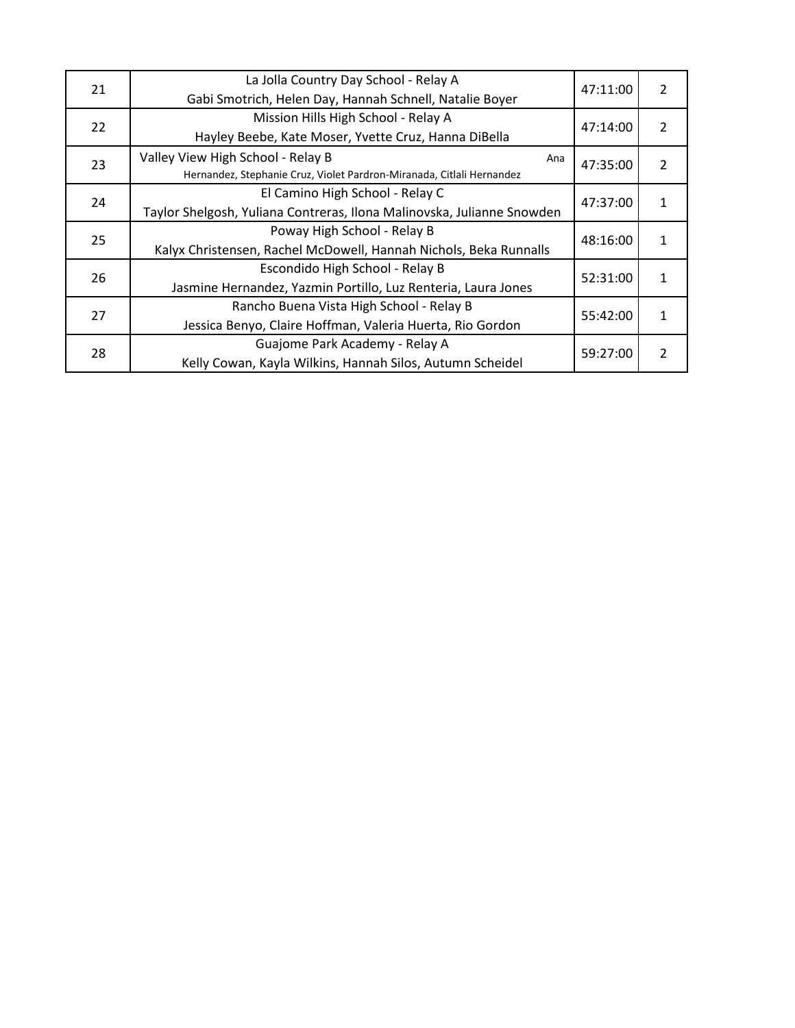| | | | |
|---|---|---|---|
| 21 | La Jolla Country Day School - Relay A<br>Gabi Smotrich, Helen Day, Hannah Schnell, Natalie Boyer | 47:11:00 | 2 |
| 22 | Mission Hills High School - Relay A<br>Hayley Beebe, Kate Moser, Yvette Cruz, Hanna DiBella | 47:14:00 | 2 |
| 23 | Valley View High School - Relay B Ana<br>Hernandez, Stephanie Cruz, Violet Pardron-Miranada, Citlali Hernandez | 47:35:00 | 2 |
| 24 | El Camino High School - Relay C<br>Taylor Shelgosh, Yuliana Contreras, Ilona Malinovska, Julianne Snowden | 47:37:00 | 1 |
| 25 | Poway High School - Relay B<br>Kalyx Christensen, Rachel McDowell, Hannah Nichols, Beka Runnalls | 48:16:00 | 1 |
| 26 | Escondido High School - Relay B<br>Jasmine Hernandez, Yazmin Portillo, Luz Renteria, Laura Jones | 52:31:00 | 1 |
| 27 | Rancho Buena Vista High School - Relay B<br>Jessica Benyo, Claire Hoffman, Valeria Huerta, Rio Gordon | 55:42:00 | 1 |
| 28 | Guajome Park Academy - Relay A<br>Kelly Cowan, Kayla Wilkins, Hannah Silos, Autumn Scheidel | 59:27:00 | 2 |